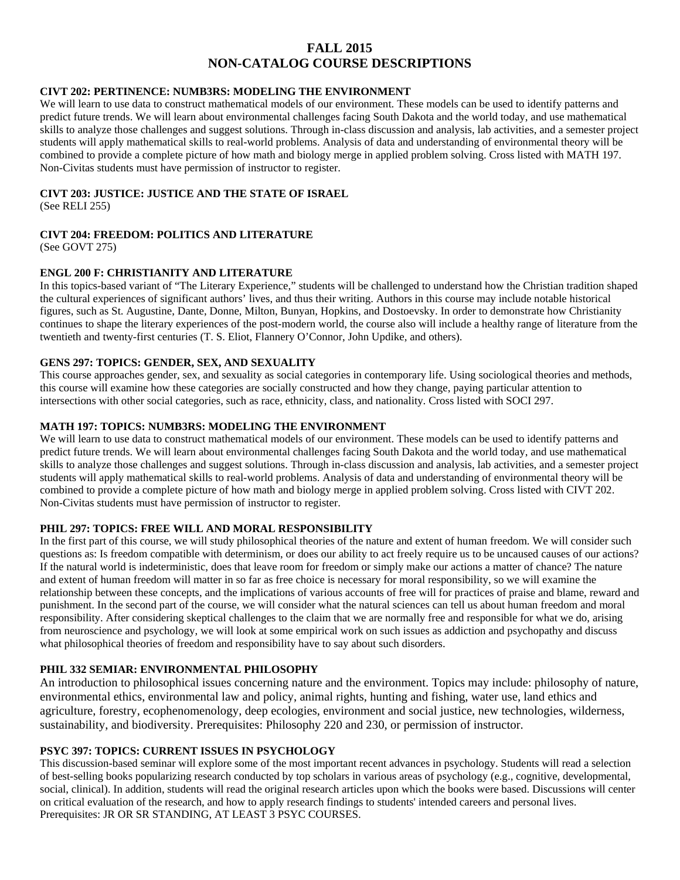# FALL 2015
# NON-CATALOG COURSE DESCRIPTIONS

### CIVT 202: PERTINENCE: NUMB3RS: MODELING THE ENVIRONMENT

We will learn to use data to construct mathematical models of our environment. These models can be used to identify patterns and predict future trends. We will learn about environmental challenges facing South Dakota and the world today, and use mathematical skills to analyze those challenges and suggest solutions. Through in-class discussion and analysis, lab activities, and a semester project students will apply mathematical skills to real-world problems. Analysis of data and understanding of environmental theory will be combined to provide a complete picture of how math and biology merge in applied problem solving. Cross listed with MATH 197. Non-Civitas students must have permission of instructor to register.

### CIVT 203: JUSTICE: JUSTICE AND THE STATE OF ISRAEL

(See RELI 255)

### CIVT 204: FREEDOM: POLITICS AND LITERATURE

(See GOVT 275)

### ENGL 200 F: CHRISTIANITY AND LITERATURE

In this topics-based variant of "The Literary Experience," students will be challenged to understand how the Christian tradition shaped the cultural experiences of significant authors' lives, and thus their writing. Authors in this course may include notable historical figures, such as St. Augustine, Dante, Donne, Milton, Bunyan, Hopkins, and Dostoevsky. In order to demonstrate how Christianity continues to shape the literary experiences of the post-modern world, the course also will include a healthy range of literature from the twentieth and twenty-first centuries (T. S. Eliot, Flannery O'Connor, John Updike, and others).

### GENS 297: TOPICS: GENDER, SEX, AND SEXUALITY

This course approaches gender, sex, and sexuality as social categories in contemporary life. Using sociological theories and methods, this course will examine how these categories are socially constructed and how they change, paying particular attention to intersections with other social categories, such as race, ethnicity, class, and nationality. Cross listed with SOCI 297.

### MATH 197: TOPICS: NUMB3RS: MODELING THE ENVIRONMENT

We will learn to use data to construct mathematical models of our environment. These models can be used to identify patterns and predict future trends. We will learn about environmental challenges facing South Dakota and the world today, and use mathematical skills to analyze those challenges and suggest solutions. Through in-class discussion and analysis, lab activities, and a semester project students will apply mathematical skills to real-world problems. Analysis of data and understanding of environmental theory will be combined to provide a complete picture of how math and biology merge in applied problem solving. Cross listed with CIVT 202. Non-Civitas students must have permission of instructor to register.

### PHIL 297: TOPICS: FREE WILL AND MORAL RESPONSIBILITY

In the first part of this course, we will study philosophical theories of the nature and extent of human freedom. We will consider such questions as: Is freedom compatible with determinism, or does our ability to act freely require us to be uncaused causes of our actions? If the natural world is indeterministic, does that leave room for freedom or simply make our actions a matter of chance? The nature and extent of human freedom will matter in so far as free choice is necessary for moral responsibility, so we will examine the relationship between these concepts, and the implications of various accounts of free will for practices of praise and blame, reward and punishment. In the second part of the course, we will consider what the natural sciences can tell us about human freedom and moral responsibility. After considering skeptical challenges to the claim that we are normally free and responsible for what we do, arising from neuroscience and psychology, we will look at some empirical work on such issues as addiction and psychopathy and discuss what philosophical theories of freedom and responsibility have to say about such disorders.

### PHIL 332 SEMIAR: ENVIRONMENTAL PHILOSOPHY

An introduction to philosophical issues concerning nature and the environment. Topics may include: philosophy of nature, environmental ethics, environmental law and policy, animal rights, hunting and fishing, water use, land ethics and agriculture, forestry, ecophenomenology, deep ecologies, environment and social justice, new technologies, wilderness, sustainability, and biodiversity. Prerequisites: Philosophy 220 and 230, or permission of instructor.

### PSYC 397: TOPICS: CURRENT ISSUES IN PSYCHOLOGY

This discussion-based seminar will explore some of the most important recent advances in psychology. Students will read a selection of best-selling books popularizing research conducted by top scholars in various areas of psychology (e.g., cognitive, developmental, social, clinical). In addition, students will read the original research articles upon which the books were based. Discussions will center on critical evaluation of the research, and how to apply research findings to students' intended careers and personal lives. Prerequisites: JR OR SR STANDING, AT LEAST 3 PSYC COURSES.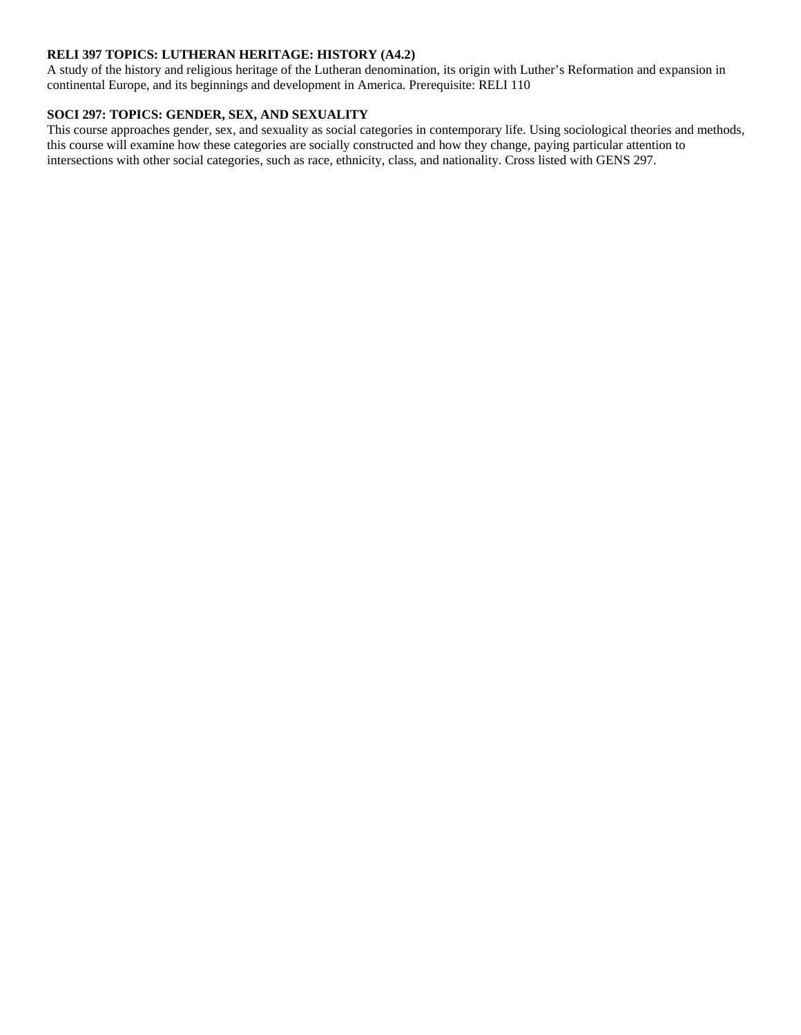**RELI 397 TOPICS: LUTHERAN HERITAGE: HISTORY (A4.2)**
A study of the history and religious heritage of the Lutheran denomination, its origin with Luther's Reformation and expansion in continental Europe, and its beginnings and development in America. Prerequisite: RELI 110

**SOCI 297: TOPICS: GENDER, SEX, AND SEXUALITY**
This course approaches gender, sex, and sexuality as social categories in contemporary life. Using sociological theories and methods, this course will examine how these categories are socially constructed and how they change, paying particular attention to intersections with other social categories, such as race, ethnicity, class, and nationality. Cross listed with GENS 297.